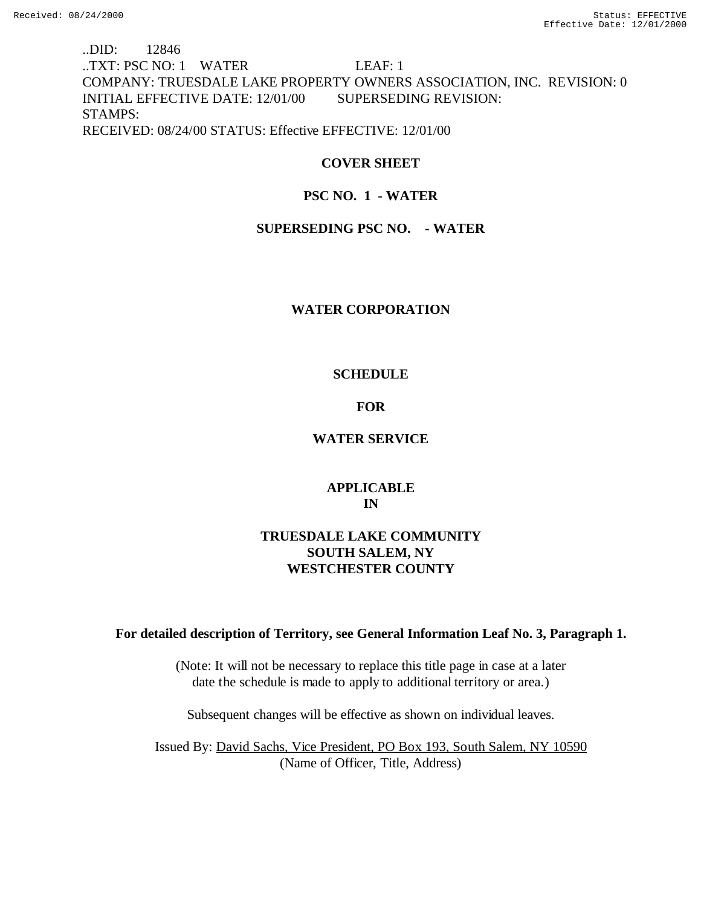..DID: 12846
..TXT: PSC NO: 1 WATER LEAF: 1
COMPANY: TRUESDALE LAKE PROPERTY OWNERS ASSOCIATION, INC. REVISION: 0
INITIAL EFFECTIVE DATE: 12/01/00 SUPERSEDING REVISION:
STAMPS:
RECEIVED: 08/24/00 STATUS: Effective EFFECTIVE: 12/01/00

**COVER SHEET**

**PSC NO. 1 - WATER**

**SUPERSEDING PSC NO. - WATER**

**WATER CORPORATION**

**SCHEDULE**

**FOR**

**WATER SERVICE**

**APPLICABLE**
**IN**

**TRUESDALE LAKE COMMUNITY**
**SOUTH SALEM, NY**
**WESTCHESTER COUNTY**

**For detailed description of Territory, see General Information Leaf No. 3, Paragraph 1.**

(Note: It will not be necessary to replace this title page in case at a later date the schedule is made to apply to additional territory or area.)

Subsequent changes will be effective as shown on individual leaves.

Issued By: David Sachs, Vice President, PO Box 193, South Salem, NY 10590
(Name of Officer, Title, Address)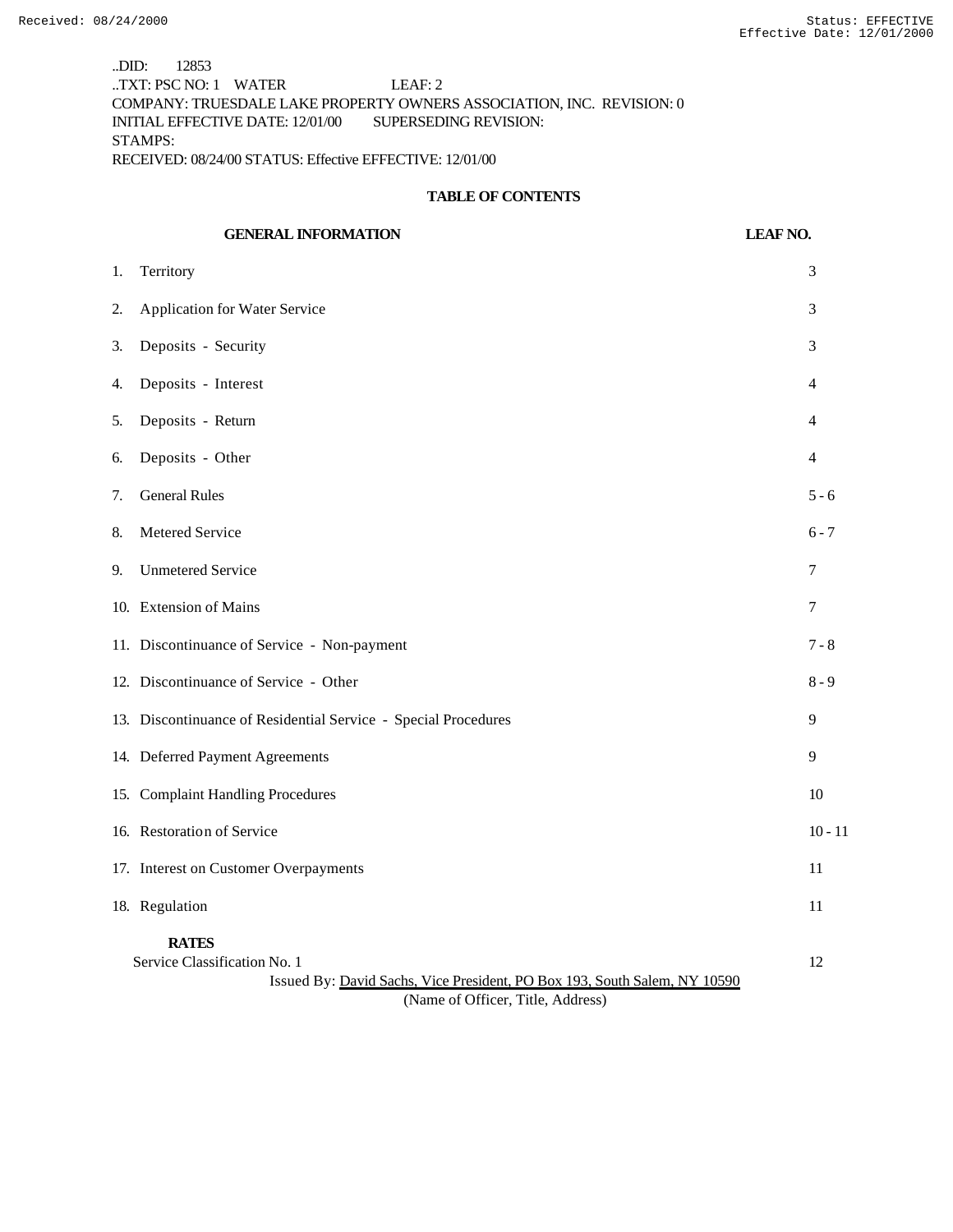..DID: 12853
..TXT: PSC NO: 1 WATER LEAF: 2
COMPANY: TRUESDALE LAKE PROPERTY OWNERS ASSOCIATION, INC. REVISION: 0
INITIAL EFFECTIVE DATE: 12/01/00 SUPERSEDING REVISION:
STAMPS:
RECEIVED: 08/24/00 STATUS: Effective EFFECTIVE: 12/01/00

## TABLE OF CONTENTS

| GENERAL INFORMATION | LEAF NO. |
|---|---|
| 1. Territory | 3 |
| 2. Application for Water Service | 3 |
| 3. Deposits - Security | 3 |
| 4. Deposits - Interest | 4 |
| 5. Deposits - Return | 4 |
| 6. Deposits - Other | 4 |
| 7. General Rules | 5 - 6 |
| 8. Metered Service | 6 - 7 |
| 9. Unmetered Service | 7 |
| 10. Extension of Mains | 7 |
| 11. Discontinuance of Service - Non-payment | 7 - 8 |
| 12. Discontinuance of Service - Other | 8 - 9 |
| 13. Discontinuance of Residential Service - Special Procedures | 9 |
| 14. Deferred Payment Agreements | 9 |
| 15. Complaint Handling Procedures | 10 |
| 16. Restoration of Service | 10 - 11 |
| 17. Interest on Customer Overpayments | 11 |
| 18. Regulation | 11 |
| **RATES** | |
| Service Classification No. 1 | 12 |

Issued By: David Sachs, Vice President, PO Box 193, South Salem, NY 10590
(Name of Officer, Title, Address)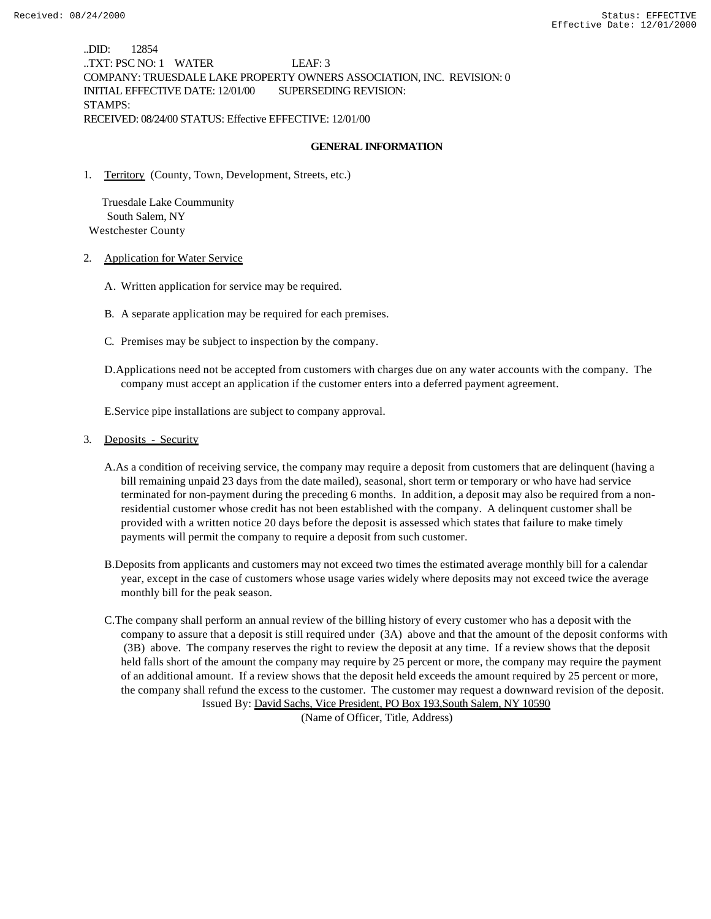..DID: 12854
..TXT: PSC NO: 1 WATER LEAF: 3
COMPANY: TRUESDALE LAKE PROPERTY OWNERS ASSOCIATION, INC. REVISION: 0
INITIAL EFFECTIVE DATE: 12/01/00 SUPERSEDING REVISION:
STAMPS:
RECEIVED: 08/24/00 STATUS: Effective EFFECTIVE: 12/01/00

## GENERAL INFORMATION

1. Territory (County, Town, Development, Streets, etc.)

   Truesdale Lake Coummunity
   South Salem, NY
   Westchester County

2. Application for Water Service

   A. Written application for service may be required.

   B. A separate application may be required for each premises.

   C. Premises may be subject to inspection by the company.

   D. Applications need not be accepted from customers with charges due on any water accounts with the company. The company must accept an application if the customer enters into a deferred payment agreement.

   E. Service pipe installations are subject to company approval.

3. Deposits - Security

   A. As a condition of receiving service, the company may require a deposit from customers that are delinquent (having a bill remaining unpaid 23 days from the date mailed), seasonal, short term or temporary or who have had service terminated for non-payment during the preceding 6 months. In addition, a deposit may also be required from a non-residential customer whose credit has not been established with the company. A delinquent customer shall be provided with a written notice 20 days before the deposit is assessed which states that failure to make timely payments will permit the company to require a deposit from such customer.

   B. Deposits from applicants and customers may not exceed two times the estimated average monthly bill for a calendar year, except in the case of customers whose usage varies widely where deposits may not exceed twice the average monthly bill for the peak season.

   C. The company shall perform an annual review of the billing history of every customer who has a deposit with the company to assure that a deposit is still required under (3A) above and that the amount of the deposit conforms with (3B) above. The company reserves the right to review the deposit at any time. If a review shows that the deposit held falls short of the amount the company may require by 25 percent or more, the company may require the payment of an additional amount. If a review shows that the deposit held exceeds the amount required by 25 percent or more, the company shall refund the excess to the customer. The customer may request a downward revision of the deposit.

Issued By: David Sachs, Vice President, PO Box 193,South Salem, NY 10590
(Name of Officer, Title, Address)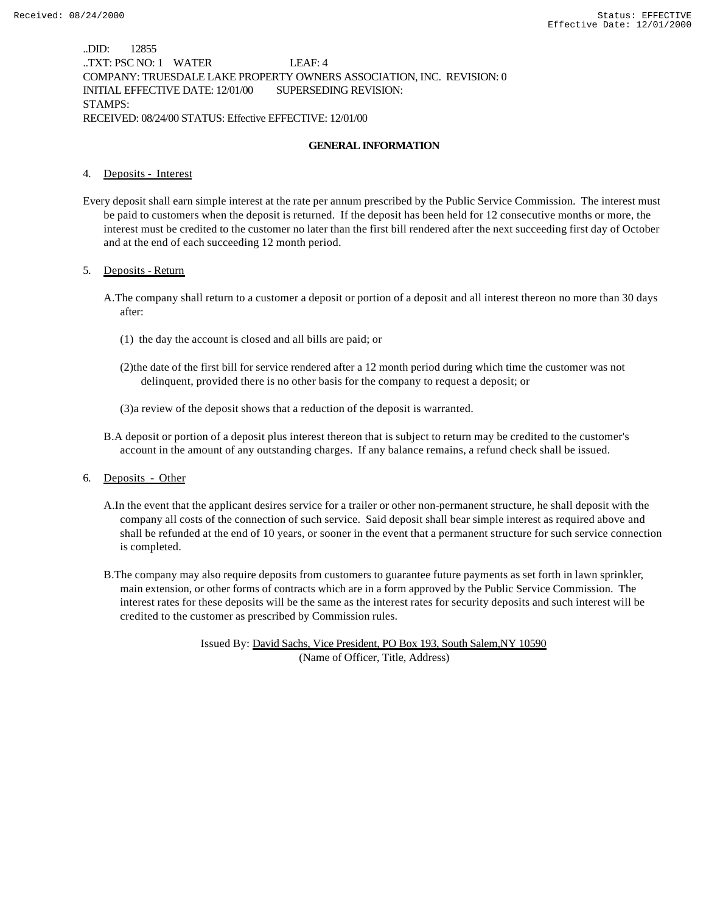..DID: 12855
..TXT: PSC NO: 1 WATER LEAF: 4
COMPANY: TRUESDALE LAKE PROPERTY OWNERS ASSOCIATION, INC. REVISION: 0
INITIAL EFFECTIVE DATE: 12/01/00 SUPERSEDING REVISION:
STAMPS:
RECEIVED: 08/24/00 STATUS: Effective EFFECTIVE: 12/01/00

## GENERAL INFORMATION

4. Deposits - Interest

Every deposit shall earn simple interest at the rate per annum prescribed by the Public Service Commission. The interest must be paid to customers when the deposit is returned. If the deposit has been held for 12 consecutive months or more, the interest must be credited to the customer no later than the first bill rendered after the next succeeding first day of October and at the end of each succeeding 12 month period.

5. Deposits - Return

A. The company shall return to a customer a deposit or portion of a deposit and all interest thereon no more than 30 days after:

(1) the day the account is closed and all bills are paid; or

(2) the date of the first bill for service rendered after a 12 month period during which time the customer was not delinquent, provided there is no other basis for the company to request a deposit; or

(3) a review of the deposit shows that a reduction of the deposit is warranted.

B. A deposit or portion of a deposit plus interest thereon that is subject to return may be credited to the customer's account in the amount of any outstanding charges. If any balance remains, a refund check shall be issued.

6. Deposits - Other

A. In the event that the applicant desires service for a trailer or other non-permanent structure, he shall deposit with the company all costs of the connection of such service. Said deposit shall bear simple interest as required above and shall be refunded at the end of 10 years, or sooner in the event that a permanent structure for such service connection is completed.

B. The company may also require deposits from customers to guarantee future payments as set forth in lawn sprinkler, main extension, or other forms of contracts which are in a form approved by the Public Service Commission. The interest rates for these deposits will be the same as the interest rates for security deposits and such interest will be credited to the customer as prescribed by Commission rules.

Issued By: David Sachs, Vice President, PO Box 193, South Salem,NY 10590
(Name of Officer, Title, Address)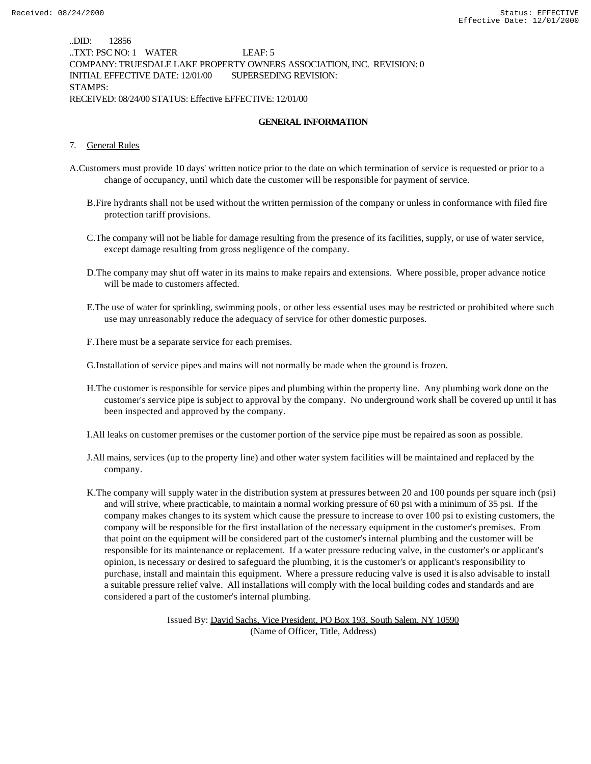..DID: 12856
..TXT: PSC NO: 1 WATER LEAF: 5
COMPANY: TRUESDALE LAKE PROPERTY OWNERS ASSOCIATION, INC. REVISION: 0
INITIAL EFFECTIVE DATE: 12/01/00 SUPERSEDING REVISION:
STAMPS:
RECEIVED: 08/24/00 STATUS: Effective EFFECTIVE: 12/01/00

## GENERAL INFORMATION

7. General Rules

A. Customers must provide 10 days' written notice prior to the date on which termination of service is requested or prior to a change of occupancy, until which date the customer will be responsible for payment of service.

B. Fire hydrants shall not be used without the written permission of the company or unless in conformance with filed fire protection tariff provisions.

C. The company will not be liable for damage resulting from the presence of its facilities, supply, or use of water service, except damage resulting from gross negligence of the company.

D. The company may shut off water in its mains to make repairs and extensions. Where possible, proper advance notice will be made to customers affected.

E. The use of water for sprinkling, swimming pools, or other less essential uses may be restricted or prohibited where such use may unreasonably reduce the adequacy of service for other domestic purposes.

F. There must be a separate service for each premises.

G. Installation of service pipes and mains will not normally be made when the ground is frozen.

H. The customer is responsible for service pipes and plumbing within the property line. Any plumbing work done on the customer's service pipe is subject to approval by the company. No underground work shall be covered up until it has been inspected and approved by the company.

I. All leaks on customer premises or the customer portion of the service pipe must be repaired as soon as possible.

J. All mains, services (up to the property line) and other water system facilities will be maintained and replaced by the company.

K. The company will supply water in the distribution system at pressures between 20 and 100 pounds per square inch (psi) and will strive, where practicable, to maintain a normal working pressure of 60 psi with a minimum of 35 psi. If the company makes changes to its system which cause the pressure to increase to over 100 psi to existing customers, the company will be responsible for the first installation of the necessary equipment in the customer's premises. From that point on the equipment will be considered part of the customer's internal plumbing and the customer will be responsible for its maintenance or replacement. If a water pressure reducing valve, in the customer's or applicant's opinion, is necessary or desired to safeguard the plumbing, it is the customer's or applicant's responsibility to purchase, install and maintain this equipment. Where a pressure reducing valve is used it is also advisable to install a suitable pressure relief valve. All installations will comply with the local building codes and standards and are considered a part of the customer's internal plumbing.

Issued By: David Sachs, Vice President, PO Box 193, South Salem, NY 10590
(Name of Officer, Title, Address)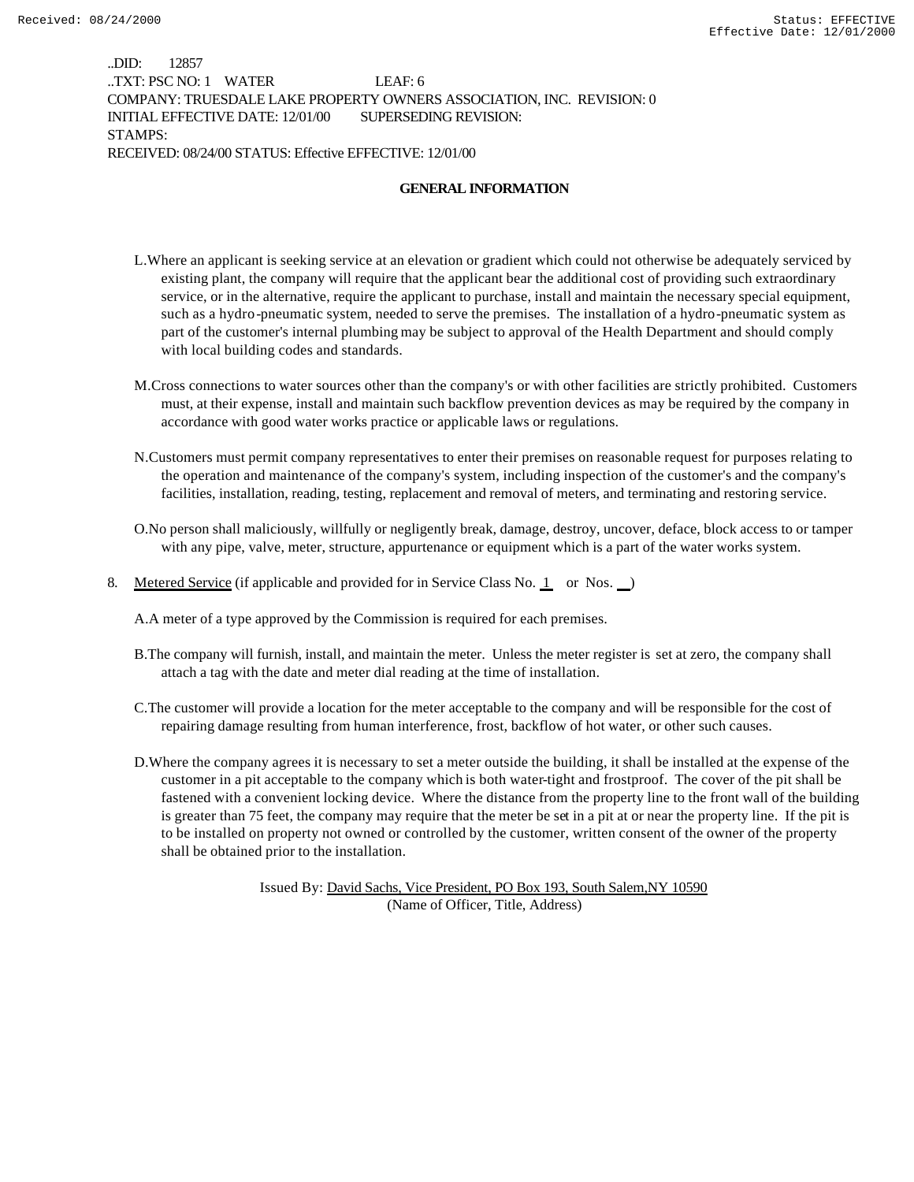..DID: 12857
..TXT: PSC NO: 1 WATER LEAF: 6
COMPANY: TRUESDALE LAKE PROPERTY OWNERS ASSOCIATION, INC. REVISION: 0
INITIAL EFFECTIVE DATE: 12/01/00 SUPERSEDING REVISION:
STAMPS:
RECEIVED: 08/24/00 STATUS: Effective EFFECTIVE: 12/01/00

**GENERAL INFORMATION**

L. Where an applicant is seeking service at an elevation or gradient which could not otherwise be adequately serviced by existing plant, the company will require that the applicant bear the additional cost of providing such extraordinary service, or in the alternative, require the applicant to purchase, install and maintain the necessary special equipment, such as a hydro-pneumatic system, needed to serve the premises. The installation of a hydro-pneumatic system as part of the customer's internal plumbing may be subject to approval of the Health Department and should comply with local building codes and standards.

M. Cross connections to water sources other than the company's or with other facilities are strictly prohibited. Customers must, at their expense, install and maintain such backflow prevention devices as may be required by the company in accordance with good water works practice or applicable laws or regulations.

N. Customers must permit company representatives to enter their premises on reasonable request for purposes relating to the operation and maintenance of the company's system, including inspection of the customer's and the company's facilities, installation, reading, testing, replacement and removal of meters, and terminating and restoring service.

O. No person shall maliciously, willfully or negligently break, damage, destroy, uncover, deface, block access to or tamper with any pipe, valve, meter, structure, appurtenance or equipment which is a part of the water works system.

8. Metered Service (if applicable and provided for in Service Class No. 1 or Nos. __)

A. A meter of a type approved by the Commission is required for each premises.

B. The company will furnish, install, and maintain the meter. Unless the meter register is set at zero, the company shall attach a tag with the date and meter dial reading at the time of installation.

C. The customer will provide a location for the meter acceptable to the company and will be responsible for the cost of repairing damage resulting from human interference, frost, backflow of hot water, or other such causes.

D. Where the company agrees it is necessary to set a meter outside the building, it shall be installed at the expense of the customer in a pit acceptable to the company which is both water-tight and frostproof. The cover of the pit shall be fastened with a convenient locking device. Where the distance from the property line to the front wall of the building is greater than 75 feet, the company may require that the meter be set in a pit at or near the property line. If the pit is to be installed on property not owned or controlled by the customer, written consent of the owner of the property shall be obtained prior to the installation.

Issued By: David Sachs, Vice President, PO Box 193, South Salem,NY 10590
(Name of Officer, Title, Address)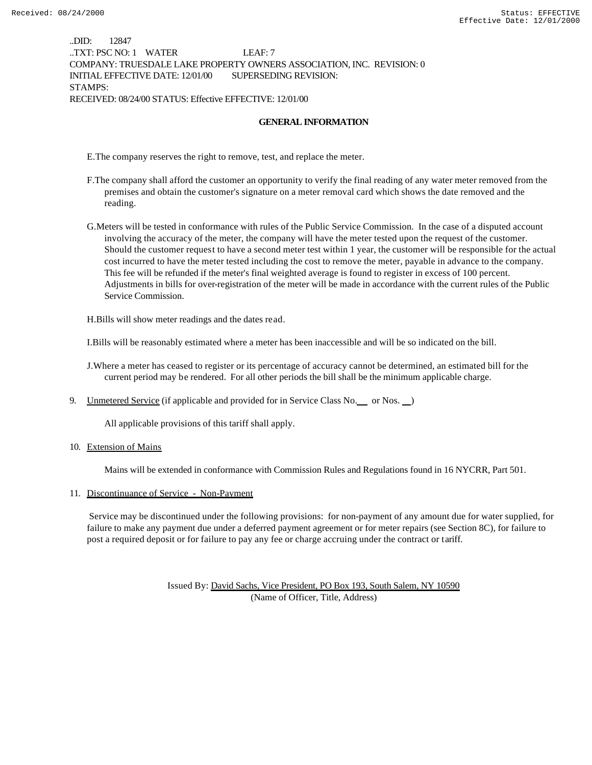..DID: 12847
..TXT: PSC NO: 1 WATER LEAF: 7
COMPANY: TRUESDALE LAKE PROPERTY OWNERS ASSOCIATION, INC. REVISION: 0
INITIAL EFFECTIVE DATE: 12/01/00 SUPERSEDING REVISION:
STAMPS:
RECEIVED: 08/24/00 STATUS: Effective EFFECTIVE: 12/01/00

**GENERAL INFORMATION**

E. The company reserves the right to remove, test, and replace the meter.

F. The company shall afford the customer an opportunity to verify the final reading of any water meter removed from the premises and obtain the customer's signature on a meter removal card which shows the date removed and the reading.

G. Meters will be tested in conformance with rules of the Public Service Commission. In the case of a disputed account involving the accuracy of the meter, the company will have the meter tested upon the request of the customer. Should the customer request to have a second meter test within 1 year, the customer will be responsible for the actual cost incurred to have the meter tested including the cost to remove the meter, payable in advance to the company. This fee will be refunded if the meter's final weighted average is found to register in excess of 100 percent. Adjustments in bills for over-registration of the meter will be made in accordance with the current rules of the Public Service Commission.

H. Bills will show meter readings and the dates read.

I. Bills will be reasonably estimated where a meter has been inaccessible and will be so indicated on the bill.

J. Where a meter has ceased to register or its percentage of accuracy cannot be determined, an estimated bill for the current period may be rendered. For all other periods the bill shall be the minimum applicable charge.

9. Unmetered Service (if applicable and provided for in Service Class No.\_\_ or Nos. \_\_)

   All applicable provisions of this tariff shall apply.

10. Extension of Mains

    Mains will be extended in conformance with Commission Rules and Regulations found in 16 NYCRR, Part 501.

11. Discontinuance of Service - Non-Payment

    Service may be discontinued under the following provisions: for non-payment of any amount due for water supplied, for failure to make any payment due under a deferred payment agreement or for meter repairs (see Section 8C), for failure to post a required deposit or for failure to pay any fee or charge accruing under the contract or tariff.

Issued By: David Sachs, Vice President, PO Box 193, South Salem, NY 10590
(Name of Officer, Title, Address)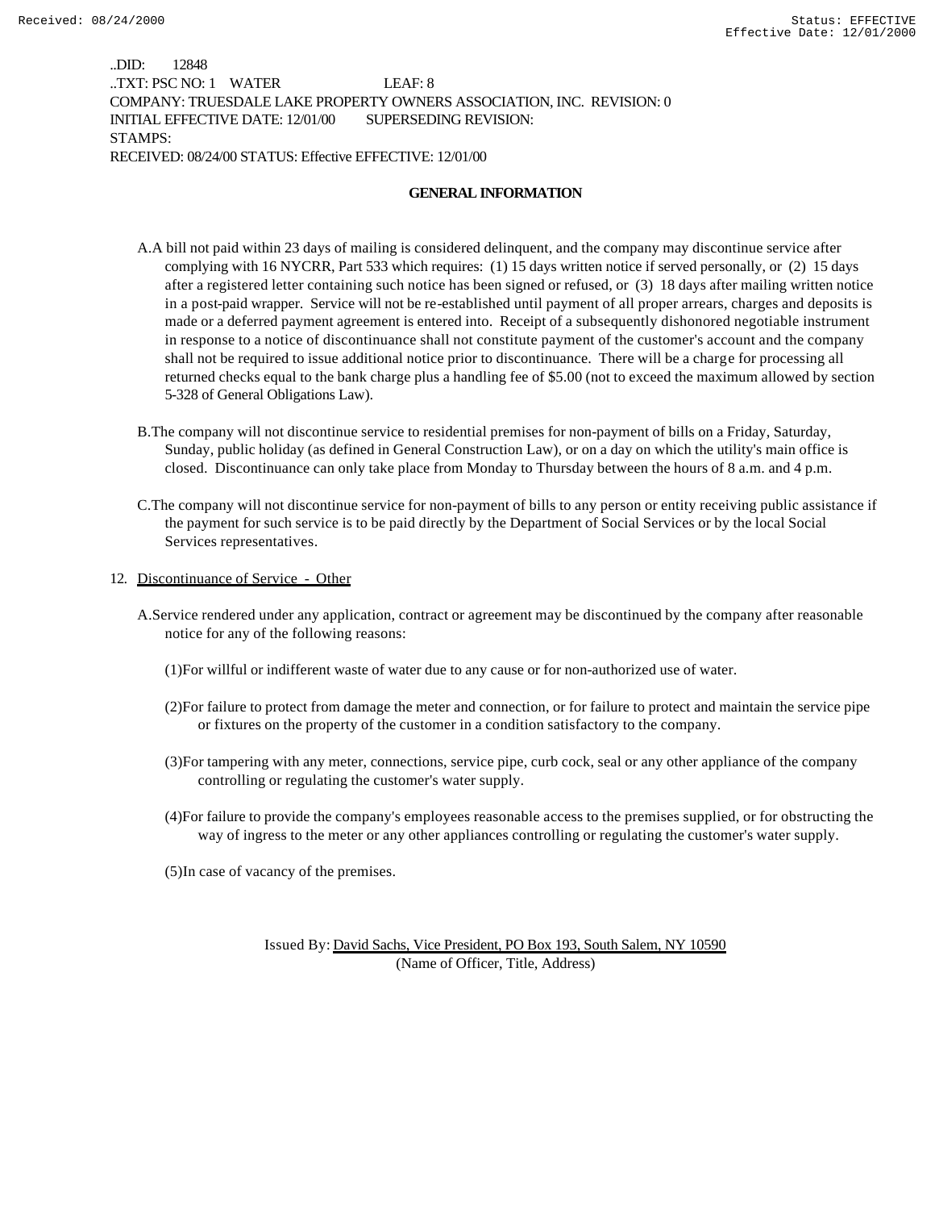..DID: 12848
..TXT: PSC NO: 1 WATER LEAF: 8
COMPANY: TRUESDALE LAKE PROPERTY OWNERS ASSOCIATION, INC. REVISION: 0
INITIAL EFFECTIVE DATE: 12/01/00 SUPERSEDING REVISION:
STAMPS:
RECEIVED: 08/24/00 STATUS: Effective EFFECTIVE: 12/01/00

**GENERAL INFORMATION**

A. A bill not paid within 23 days of mailing is considered delinquent, and the company may discontinue service after complying with 16 NYCRR, Part 533 which requires: (1) 15 days written notice if served personally, or (2) 15 days after a registered letter containing such notice has been signed or refused, or (3) 18 days after mailing written notice in a post-paid wrapper. Service will not be re-established until payment of all proper arrears, charges and deposits is made or a deferred payment agreement is entered into. Receipt of a subsequently dishonored negotiable instrument in response to a notice of discontinuance shall not constitute payment of the customer's account and the company shall not be required to issue additional notice prior to discontinuance. There will be a charge for processing all returned checks equal to the bank charge plus a handling fee of $5.00 (not to exceed the maximum allowed by section 5-328 of General Obligations Law).

B. The company will not discontinue service to residential premises for non-payment of bills on a Friday, Saturday, Sunday, public holiday (as defined in General Construction Law), or on a day on which the utility's main office is closed. Discontinuance can only take place from Monday to Thursday between the hours of 8 a.m. and 4 p.m.

C. The company will not discontinue service for non-payment of bills to any person or entity receiving public assistance if the payment for such service is to be paid directly by the Department of Social Services or by the local Social Services representatives.

12. Discontinuance of Service - Other

A. Service rendered under any application, contract or agreement may be discontinued by the company after reasonable notice for any of the following reasons:

(1) For willful or indifferent waste of water due to any cause or for non-authorized use of water.

(2) For failure to protect from damage the meter and connection, or for failure to protect and maintain the service pipe or fixtures on the property of the customer in a condition satisfactory to the company.

(3) For tampering with any meter, connections, service pipe, curb cock, seal or any other appliance of the company controlling or regulating the customer's water supply.

(4) For failure to provide the company's employees reasonable access to the premises supplied, or for obstructing the way of ingress to the meter or any other appliances controlling or regulating the customer's water supply.

(5) In case of vacancy of the premises.

Issued By: David Sachs, Vice President, PO Box 193, South Salem, NY 10590
(Name of Officer, Title, Address)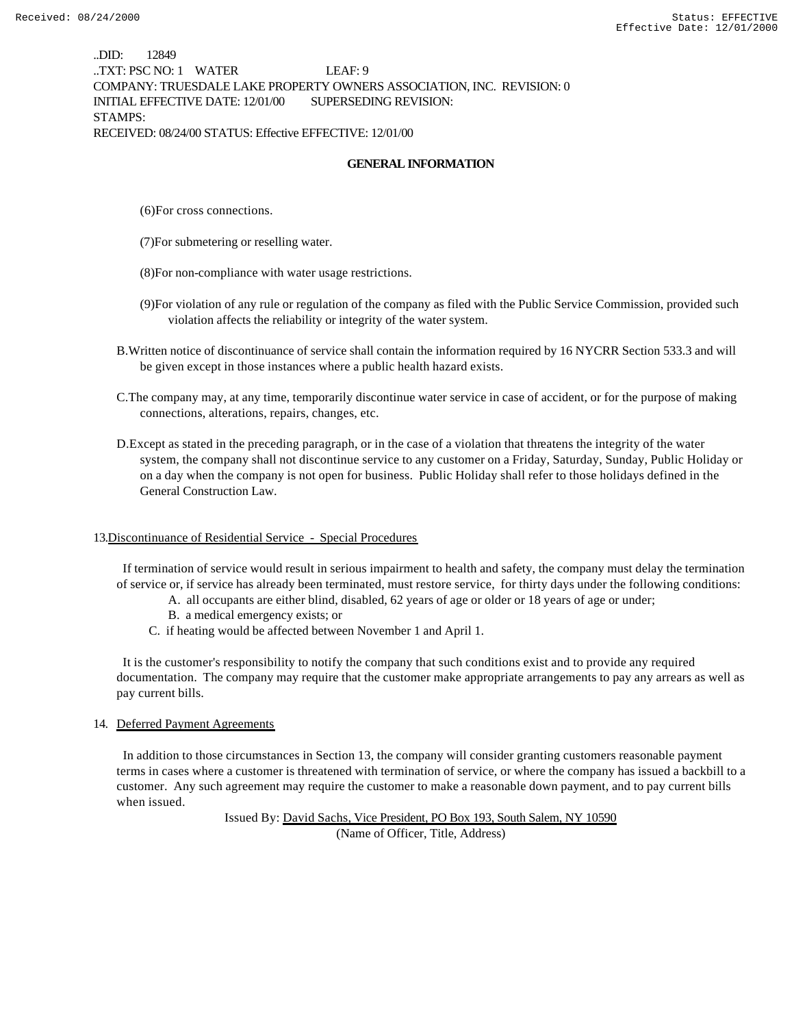..DID: 12849
..TXT: PSC NO: 1 WATER LEAF: 9
COMPANY: TRUESDALE LAKE PROPERTY OWNERS ASSOCIATION, INC. REVISION: 0
INITIAL EFFECTIVE DATE: 12/01/00 SUPERSEDING REVISION:
STAMPS:
RECEIVED: 08/24/00 STATUS: Effective EFFECTIVE: 12/01/00

## GENERAL INFORMATION

(6)For cross connections.

(7)For submetering or reselling water.

(8)For non-compliance with water usage restrictions.

(9)For violation of any rule or regulation of the company as filed with the Public Service Commission, provided such violation affects the reliability or integrity of the water system.

B.Written notice of discontinuance of service shall contain the information required by 16 NYCRR Section 533.3 and will be given except in those instances where a public health hazard exists.

C.The company may, at any time, temporarily discontinue water service in case of accident, or for the purpose of making connections, alterations, repairs, changes, etc.

D.Except as stated in the preceding paragraph, or in the case of a violation that threatens the integrity of the water system, the company shall not discontinue service to any customer on a Friday, Saturday, Sunday, Public Holiday or on a day when the company is not open for business. Public Holiday shall refer to those holidays defined in the General Construction Law.

13.Discontinuance of Residential Service - Special Procedures

If termination of service would result in serious impairment to health and safety, the company must delay the termination of service or, if service has already been terminated, must restore service, for thirty days under the following conditions:

A. all occupants are either blind, disabled, 62 years of age or older or 18 years of age or under;
B. a medical emergency exists; or
C. if heating would be affected between November 1 and April 1.

It is the customer's responsibility to notify the company that such conditions exist and to provide any required documentation. The company may require that the customer make appropriate arrangements to pay any arrears as well as pay current bills.

14. Deferred Payment Agreements

In addition to those circumstances in Section 13, the company will consider granting customers reasonable payment terms in cases where a customer is threatened with termination of service, or where the company has issued a backbill to a customer. Any such agreement may require the customer to make a reasonable down payment, and to pay current bills when issued.

Issued By: David Sachs, Vice President, PO Box 193, South Salem, NY 10590
(Name of Officer, Title, Address)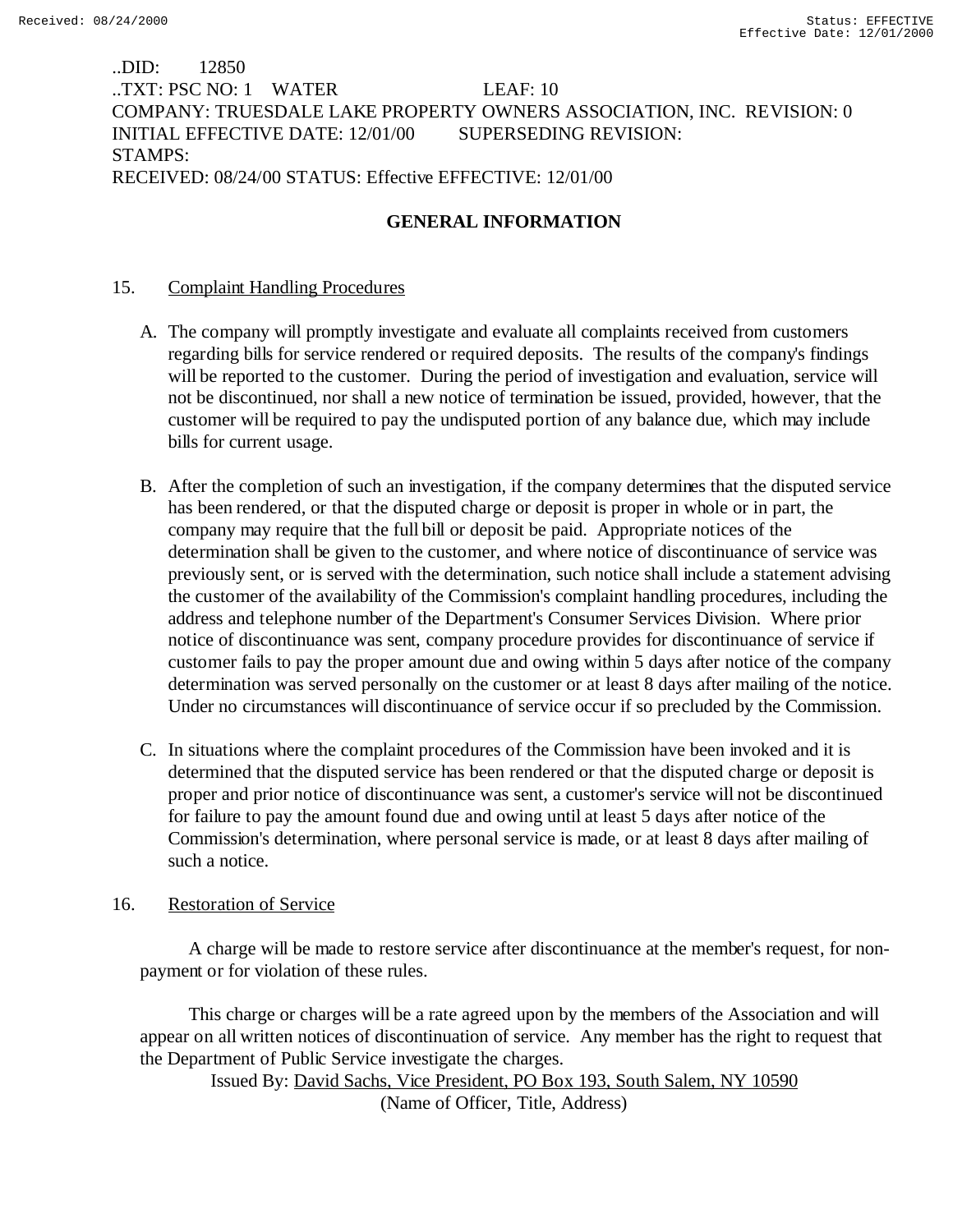..DID: 12850
..TXT: PSC NO: 1 WATER LEAF: 10
COMPANY: TRUESDALE LAKE PROPERTY OWNERS ASSOCIATION, INC. REVISION: 0
INITIAL EFFECTIVE DATE: 12/01/00 SUPERSEDING REVISION:
STAMPS:
RECEIVED: 08/24/00 STATUS: Effective EFFECTIVE: 12/01/00

## GENERAL INFORMATION

15. Complaint Handling Procedures

A. The company will promptly investigate and evaluate all complaints received from customers regarding bills for service rendered or required deposits. The results of the company's findings will be reported to the customer. During the period of investigation and evaluation, service will not be discontinued, nor shall a new notice of termination be issued, provided, however, that the customer will be required to pay the undisputed portion of any balance due, which may include bills for current usage.

B. After the completion of such an investigation, if the company determines that the disputed service has been rendered, or that the disputed charge or deposit is proper in whole or in part, the company may require that the full bill or deposit be paid. Appropriate notices of the determination shall be given to the customer, and where notice of discontinuance of service was previously sent, or is served with the determination, such notice shall include a statement advising the customer of the availability of the Commission's complaint handling procedures, including the address and telephone number of the Department's Consumer Services Division. Where prior notice of discontinuance was sent, company procedure provides for discontinuance of service if customer fails to pay the proper amount due and owing within 5 days after notice of the company determination was served personally on the customer or at least 8 days after mailing of the notice. Under no circumstances will discontinuance of service occur if so precluded by the Commission.

C. In situations where the complaint procedures of the Commission have been invoked and it is determined that the disputed service has been rendered or that the disputed charge or deposit is proper and prior notice of discontinuance was sent, a customer's service will not be discontinued for failure to pay the amount found due and owing until at least 5 days after notice of the Commission's determination, where personal service is made, or at least 8 days after mailing of such a notice.

16. Restoration of Service

A charge will be made to restore service after discontinuance at the member's request, for non-payment or for violation of these rules.

This charge or charges will be a rate agreed upon by the members of the Association and will appear on all written notices of discontinuation of service. Any member has the right to request that the Department of Public Service investigate the charges.

Issued By: David Sachs, Vice President, PO Box 193, South Salem, NY 10590
(Name of Officer, Title, Address)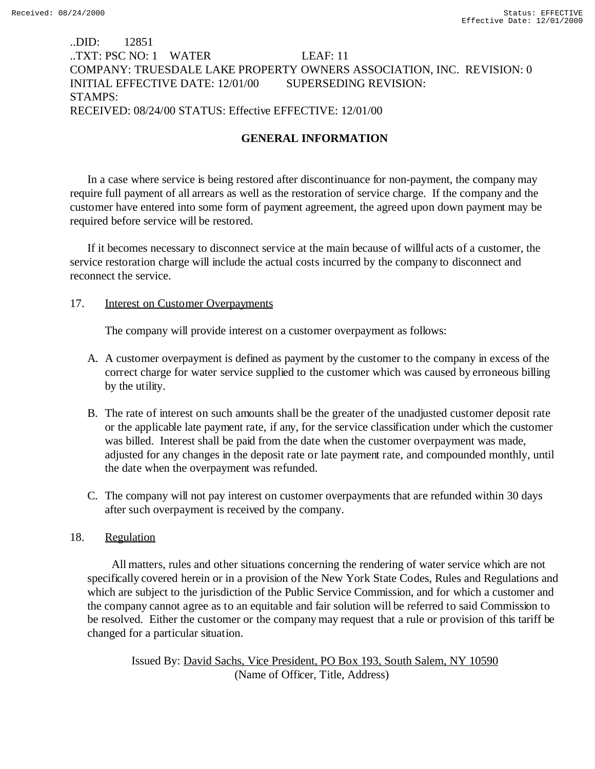..DID: 12851
..TXT: PSC NO: 1 WATER LEAF: 11
COMPANY: TRUESDALE LAKE PROPERTY OWNERS ASSOCIATION, INC. REVISION: 0
INITIAL EFFECTIVE DATE: 12/01/00 SUPERSEDING REVISION:
STAMPS:
RECEIVED: 08/24/00 STATUS: Effective EFFECTIVE: 12/01/00

## GENERAL INFORMATION

In a case where service is being restored after discontinuance for non-payment, the company may require full payment of all arrears as well as the restoration of service charge. If the company and the customer have entered into some form of payment agreement, the agreed upon down payment may be required before service will be restored.

If it becomes necessary to disconnect service at the main because of willful acts of a customer, the service restoration charge will include the actual costs incurred by the company to disconnect and reconnect the service.

17. Interest on Customer Overpayments

The company will provide interest on a customer overpayment as follows:

A. A customer overpayment is defined as payment by the customer to the company in excess of the correct charge for water service supplied to the customer which was caused by erroneous billing by the utility.

B. The rate of interest on such amounts shall be the greater of the unadjusted customer deposit rate or the applicable late payment rate, if any, for the service classification under which the customer was billed. Interest shall be paid from the date when the customer overpayment was made, adjusted for any changes in the deposit rate or late payment rate, and compounded monthly, until the date when the overpayment was refunded.

C. The company will not pay interest on customer overpayments that are refunded within 30 days after such overpayment is received by the company.

18. Regulation

All matters, rules and other situations concerning the rendering of water service which are not specifically covered herein or in a provision of the New York State Codes, Rules and Regulations and which are subject to the jurisdiction of the Public Service Commission, and for which a customer and the company cannot agree as to an equitable and fair solution will be referred to said Commission to be resolved. Either the customer or the company may request that a rule or provision of this tariff be changed for a particular situation.

Issued By: David Sachs, Vice President, PO Box 193, South Salem, NY 10590
(Name of Officer, Title, Address)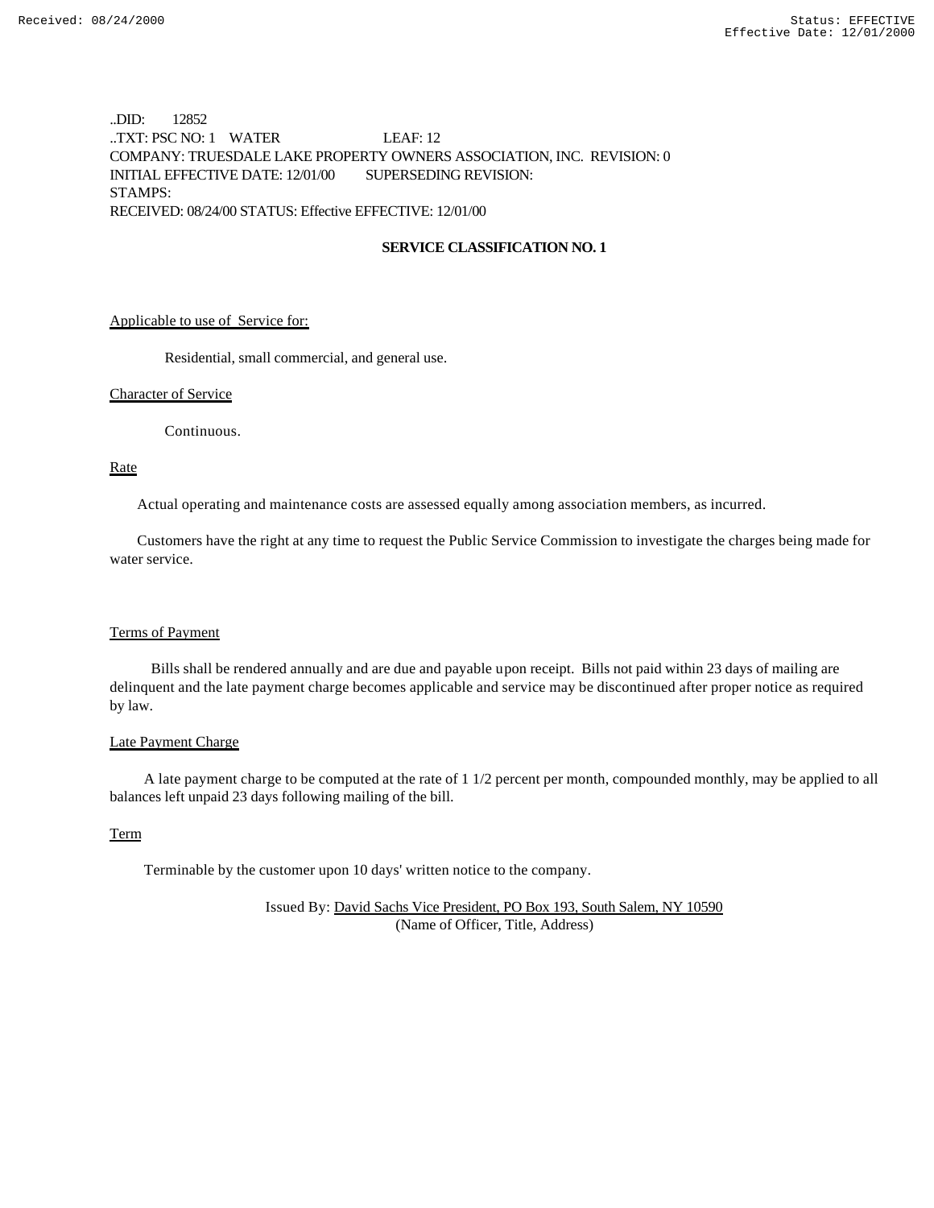..DID: 12852
..TXT: PSC NO: 1 WATER LEAF: 12
COMPANY: TRUESDALE LAKE PROPERTY OWNERS ASSOCIATION, INC. REVISION: 0
INITIAL EFFECTIVE DATE: 12/01/00 SUPERSEDING REVISION:
STAMPS:
RECEIVED: 08/24/00 STATUS: Effective EFFECTIVE: 12/01/00

**SERVICE CLASSIFICATION NO. 1**

Applicable to use of Service for:

Residential, small commercial, and general use.

Character of Service

Continuous.

Rate

Actual operating and maintenance costs are assessed equally among association members, as incurred.

Customers have the right at any time to request the Public Service Commission to investigate the charges being made for water service.

Terms of Payment

Bills shall be rendered annually and are due and payable upon receipt. Bills not paid within 23 days of mailing are delinquent and the late payment charge becomes applicable and service may be discontinued after proper notice as required by law.

Late Payment Charge

A late payment charge to be computed at the rate of 1 1/2 percent per month, compounded monthly, may be applied to all balances left unpaid 23 days following mailing of the bill.

Term

Terminable by the customer upon 10 days' written notice to the company.

Issued By: David Sachs Vice President, PO Box 193, South Salem, NY 10590
(Name of Officer, Title, Address)